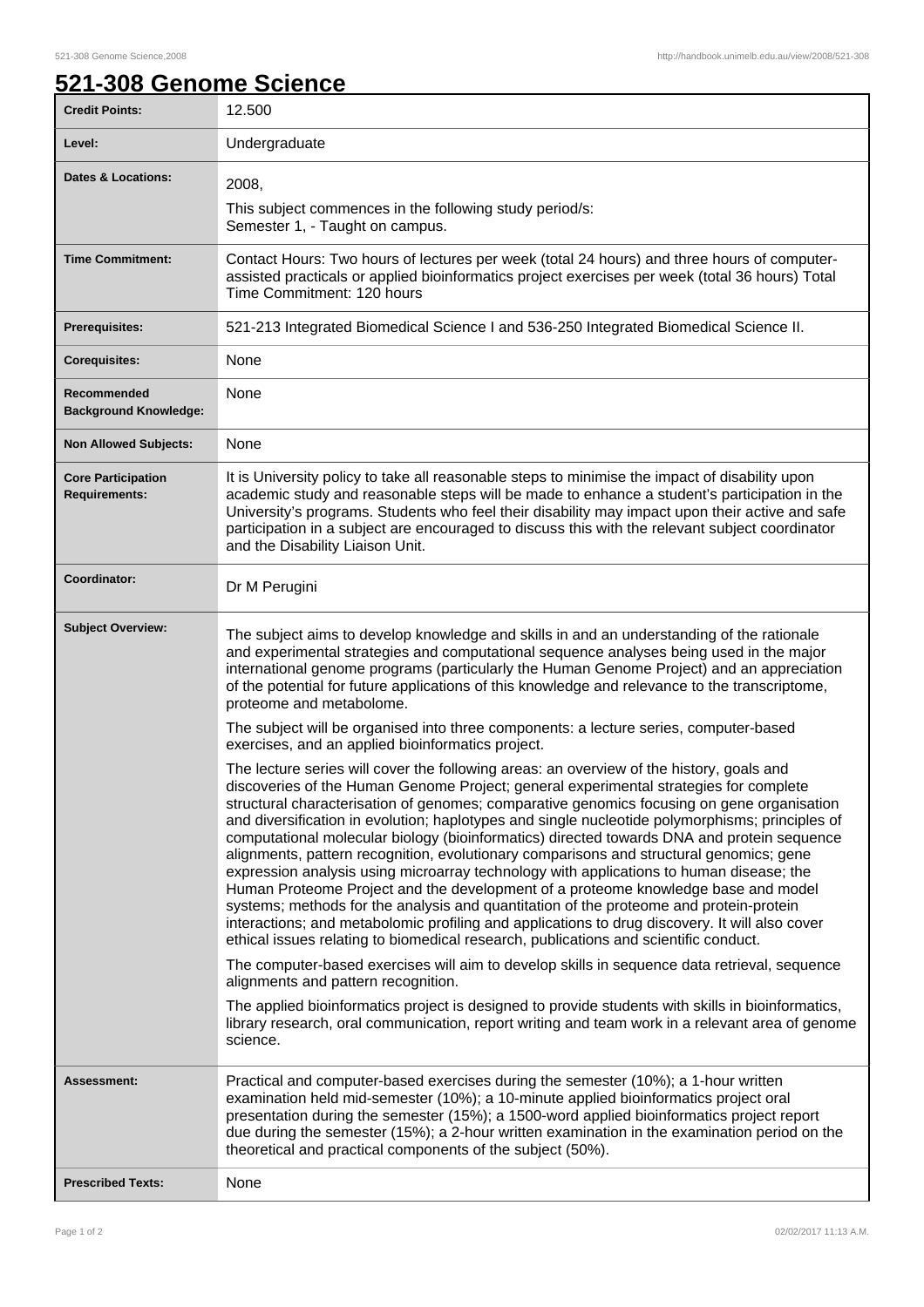# 521-308 Genome Science

| | |
|---|---|
| **Credit Points:** | 12.500 |
| **Level:** | Undergraduate |
| **Dates & Locations:** | 2008,<br>This subject commences in the following study period/s:<br>Semester 1, - Taught on campus. |
| **Time Commitment:** | Contact Hours: Two hours of lectures per week (total 24 hours) and three hours of computer-assisted practicals or applied bioinformatics project exercises per week (total 36 hours) Total Time Commitment: 120 hours |
| **Prerequisites:** | 521-213 Integrated Biomedical Science I and 536-250 Integrated Biomedical Science II. |
| **Corequisites:** | None |
| **Recommended Background Knowledge:** | None |
| **Non Allowed Subjects:** | None |
| **Core Participation Requirements:** | It is University policy to take all reasonable steps to minimise the impact of disability upon academic study and reasonable steps will be made to enhance a student's participation in the University's programs. Students who feel their disability may impact upon their active and safe participation in a subject are encouraged to discuss this with the relevant subject coordinator and the Disability Liaison Unit. |
| **Coordinator:** | Dr M Perugini |
| **Subject Overview:** | The subject aims to develop knowledge and skills in and an understanding of the rationale and experimental strategies and computational sequence analyses being used in the major international genome programs (particularly the Human Genome Project) and an appreciation of the potential for future applications of this knowledge and relevance to the transcriptome, proteome and metabolome.<br><br>The subject will be organised into three components: a lecture series, computer-based exercises, and an applied bioinformatics project.<br><br>The lecture series will cover the following areas: an overview of the history, goals and discoveries of the Human Genome Project; general experimental strategies for complete structural characterisation of genomes; comparative genomics focusing on gene organisation and diversification in evolution; haplotypes and single nucleotide polymorphisms; principles of computational molecular biology (bioinformatics) directed towards DNA and protein sequence alignments, pattern recognition, evolutionary comparisons and structural genomics; gene expression analysis using microarray technology with applications to human disease; the Human Proteome Project and the development of a proteome knowledge base and model systems; methods for the analysis and quantitation of the proteome and protein-protein interactions; and metabolomic profiling and applications to drug discovery. It will also cover ethical issues relating to biomedical research, publications and scientific conduct.<br><br>The computer-based exercises will aim to develop skills in sequence data retrieval, sequence alignments and pattern recognition.<br><br>The applied bioinformatics project is designed to provide students with skills in bioinformatics, library research, oral communication, report writing and team work in a relevant area of genome science. |
| **Assessment:** | Practical and computer-based exercises during the semester (10%); a 1-hour written examination held mid-semester (10%); a 10-minute applied bioinformatics project oral presentation during the semester (15%); a 1500-word applied bioinformatics project report due during the semester (15%); a 2-hour written examination in the examination period on the theoretical and practical components of the subject (50%). |
| **Prescribed Texts:** | None |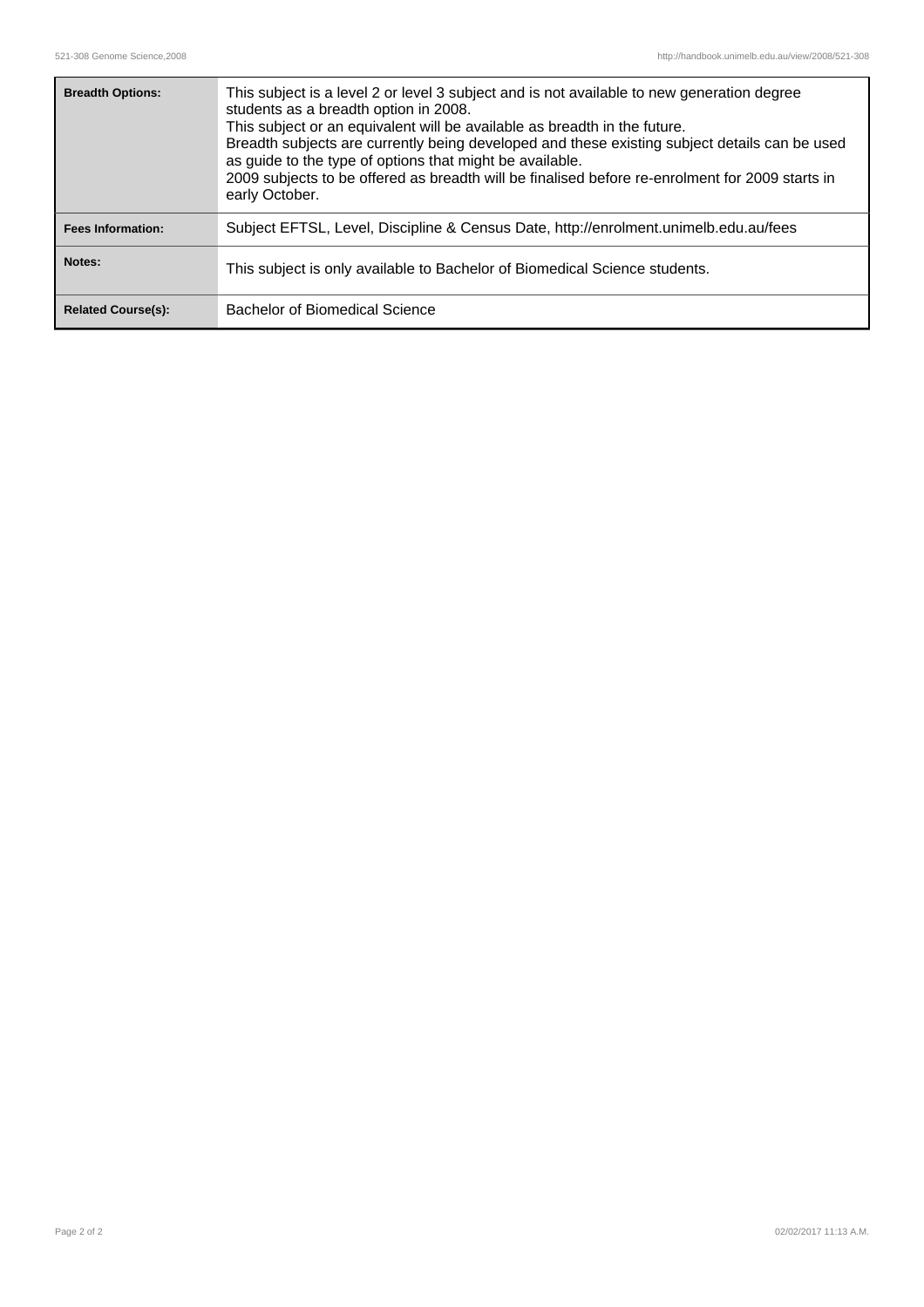| | |
|---|---|
| **Breadth Options:** | This subject is a level 2 or level 3 subject and is not available to new generation degree students as a breadth option in 2008.<br>This subject or an equivalent will be available as breadth in the future.<br>Breadth subjects are currently being developed and these existing subject details can be used as guide to the type of options that might be available.<br>2009 subjects to be offered as breadth will be finalised before re-enrolment for 2009 starts in early October. |
| **Fees Information:** | Subject EFTSL, Level, Discipline & Census Date, http://enrolment.unimelb.edu.au/fees |
| **Notes:** | This subject is only available to Bachelor of Biomedical Science students. |
| **Related Course(s):** | Bachelor of Biomedical Science |